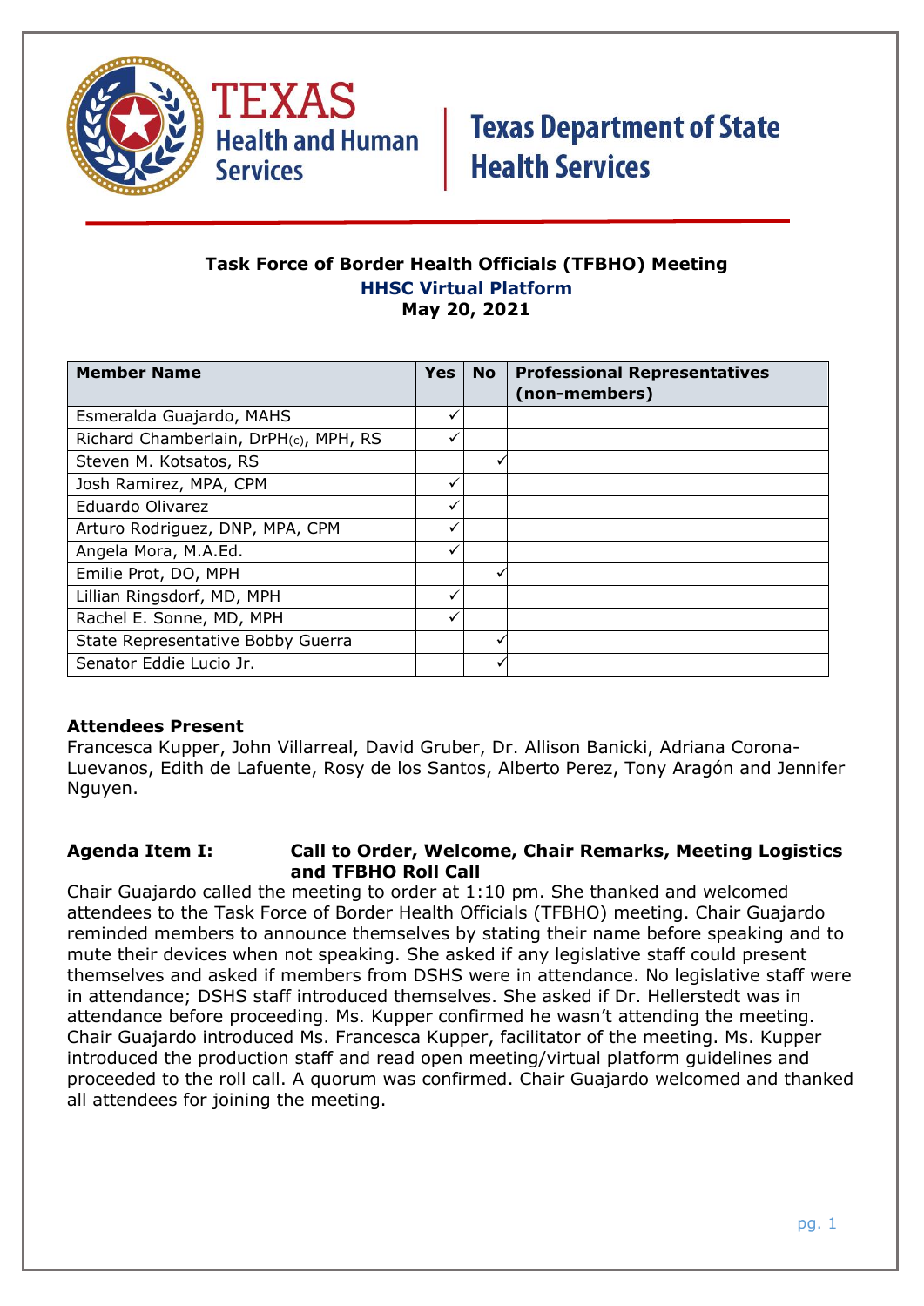Texas Health and Human Services | Texas Department of State Health Services

# Task Force of Border Health Officials (TFBHO) Meeting

**HHSC Virtual Platform**

**May 20, 2021**

| Member Name | Yes | No | Professional Representatives (non-members) |
| --- | --- | --- | --- |
| Esmeralda Guajardo, MAHS | ✓ | | |
| Richard Chamberlain, DrPH(c), MPH, RS | ✓ | | |
| Steven M. Kotsatos, RS | | ✓ | |
| Josh Ramirez, MPA, CPM | ✓ | | |
| Eduardo Olivarez | ✓ | | |
| Arturo Rodriguez, DNP, MPA, CPM | ✓ | | |
| Angela Mora, M.A.Ed. | ✓ | | |
| Emilie Prot, DO, MPH | | ✓ | |
| Lillian Ringsdorf, MD, MPH | ✓ | | |
| Rachel E. Sonne, MD, MPH | ✓ | | |
| State Representative Bobby Guerra | | ✓ | |
| Senator Eddie Lucio Jr. | | ✓ | |

**Attendees Present**

Francesca Kupper, John Villarreal, David Gruber, Dr. Allison Banicki, Adriana Corona-Luevanos, Edith de Lafuente, Rosy de los Santos, Alberto Perez, Tony Aragón and Jennifer Nguyen.

**Agenda Item I: Call to Order, Welcome, Chair Remarks, Meeting Logistics and TFBHO Roll Call**

Chair Guajardo called the meeting to order at 1:10 pm. She thanked and welcomed attendees to the Task Force of Border Health Officials (TFBHO) meeting. Chair Guajardo reminded members to announce themselves by stating their name before speaking and to mute their devices when not speaking. She asked if any legislative staff could present themselves and asked if members from DSHS were in attendance. No legislative staff were in attendance; DSHS staff introduced themselves. She asked if Dr. Hellerstedt was in attendance before proceeding. Ms. Kupper confirmed he wasn't attending the meeting. Chair Guajardo introduced Ms. Francesca Kupper, facilitator of the meeting. Ms. Kupper introduced the production staff and read open meeting/virtual platform guidelines and proceeded to the roll call. A quorum was confirmed. Chair Guajardo welcomed and thanked all attendees for joining the meeting.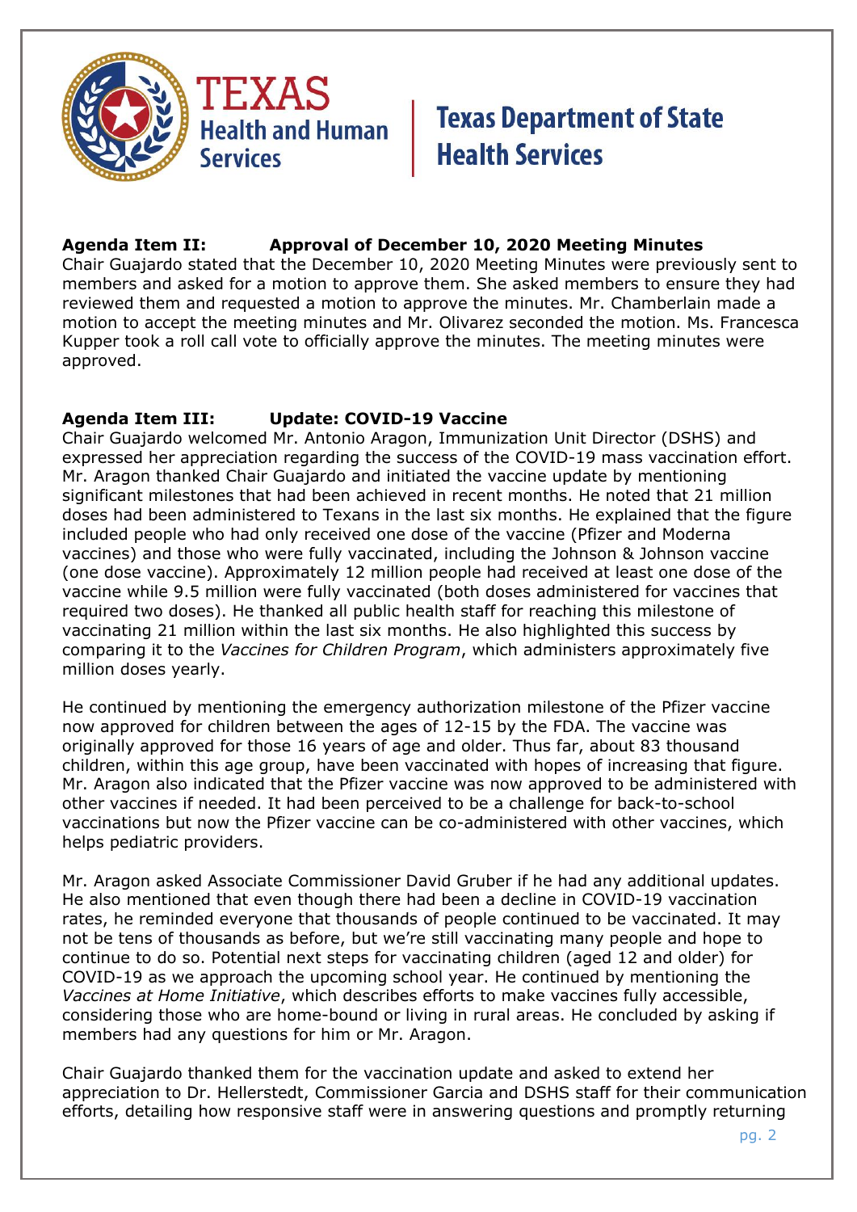**Agenda Item II: Approval of December 10, 2020 Meeting Minutes**

Chair Guajardo stated that the December 10, 2020 Meeting Minutes were previously sent to members and asked for a motion to approve them. She asked members to ensure they had reviewed them and requested a motion to approve the minutes. Mr. Chamberlain made a motion to accept the meeting minutes and Mr. Olivarez seconded the motion. Ms. Francesca Kupper took a roll call vote to officially approve the minutes. The meeting minutes were approved.

**Agenda Item III: Update: COVID-19 Vaccine**

Chair Guajardo welcomed Mr. Antonio Aragon, Immunization Unit Director (DSHS) and expressed her appreciation regarding the success of the COVID-19 mass vaccination effort. Mr. Aragon thanked Chair Guajardo and initiated the vaccine update by mentioning significant milestones that had been achieved in recent months. He noted that 21 million doses had been administered to Texans in the last six months. He explained that the figure included people who had only received one dose of the vaccine (Pfizer and Moderna vaccines) and those who were fully vaccinated, including the Johnson & Johnson vaccine (one dose vaccine). Approximately 12 million people had received at least one dose of the vaccine while 9.5 million were fully vaccinated (both doses administered for vaccines that required two doses). He thanked all public health staff for reaching this milestone of vaccinating 21 million within the last six months. He also highlighted this success by comparing it to the *Vaccines for Children Program*, which administers approximately five million doses yearly.

He continued by mentioning the emergency authorization milestone of the Pfizer vaccine now approved for children between the ages of 12-15 by the FDA. The vaccine was originally approved for those 16 years of age and older. Thus far, about 83 thousand children, within this age group, have been vaccinated with hopes of increasing that figure. Mr. Aragon also indicated that the Pfizer vaccine was now approved to be administered with other vaccines if needed. It had been perceived to be a challenge for back-to-school vaccinations but now the Pfizer vaccine can be co-administered with other vaccines, which helps pediatric providers.

Mr. Aragon asked Associate Commissioner David Gruber if he had any additional updates. He also mentioned that even though there had been a decline in COVID-19 vaccination rates, he reminded everyone that thousands of people continued to be vaccinated. It may not be tens of thousands as before, but we're still vaccinating many people and hope to continue to do so. Potential next steps for vaccinating children (aged 12 and older) for COVID-19 as we approach the upcoming school year. He continued by mentioning the *Vaccines at Home Initiative*, which describes efforts to make vaccines fully accessible, considering those who are home-bound or living in rural areas. He concluded by asking if members had any questions for him or Mr. Aragon.

Chair Guajardo thanked them for the vaccination update and asked to extend her appreciation to Dr. Hellerstedt, Commissioner Garcia and DSHS staff for their communication efforts, detailing how responsive staff were in answering questions and promptly returning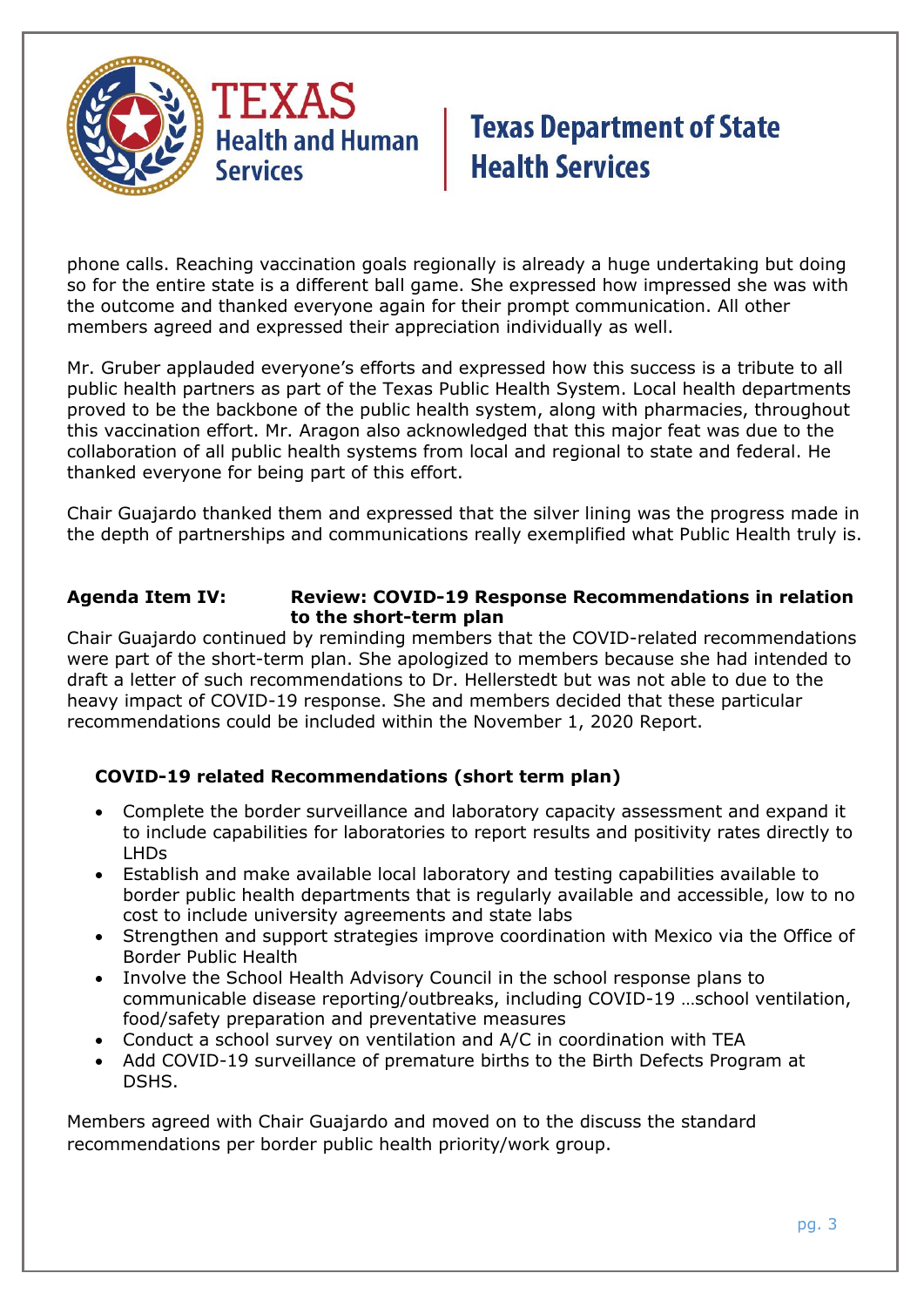phone calls. Reaching vaccination goals regionally is already a huge undertaking but doing so for the entire state is a different ball game. She expressed how impressed she was with the outcome and thanked everyone again for their prompt communication. All other members agreed and expressed their appreciation individually as well.

Mr. Gruber applauded everyone's efforts and expressed how this success is a tribute to all public health partners as part of the Texas Public Health System. Local health departments proved to be the backbone of the public health system, along with pharmacies, throughout this vaccination effort. Mr. Aragon also acknowledged that this major feat was due to the collaboration of all public health systems from local and regional to state and federal. He thanked everyone for being part of this effort.

Chair Guajardo thanked them and expressed that the silver lining was the progress made in the depth of partnerships and communications really exemplified what Public Health truly is.

**Agenda Item IV: Review: COVID-19 Response Recommendations in relation to the short-term plan**

Chair Guajardo continued by reminding members that the COVID-related recommendations were part of the short-term plan. She apologized to members because she had intended to draft a letter of such recommendations to Dr. Hellerstedt but was not able to due to the heavy impact of COVID-19 response. She and members decided that these particular recommendations could be included within the November 1, 2020 Report.

**COVID-19 related Recommendations (short term plan)**

- Complete the border surveillance and laboratory capacity assessment and expand it to include capabilities for laboratories to report results and positivity rates directly to LHDs
- Establish and make available local laboratory and testing capabilities available to border public health departments that is regularly available and accessible, low to no cost to include university agreements and state labs
- Strengthen and support strategies improve coordination with Mexico via the Office of Border Public Health
- Involve the School Health Advisory Council in the school response plans to communicable disease reporting/outbreaks, including COVID-19 …school ventilation, food/safety preparation and preventative measures
- Conduct a school survey on ventilation and A/C in coordination with TEA
- Add COVID-19 surveillance of premature births to the Birth Defects Program at DSHS.

Members agreed with Chair Guajardo and moved on to the discuss the standard recommendations per border public health priority/work group.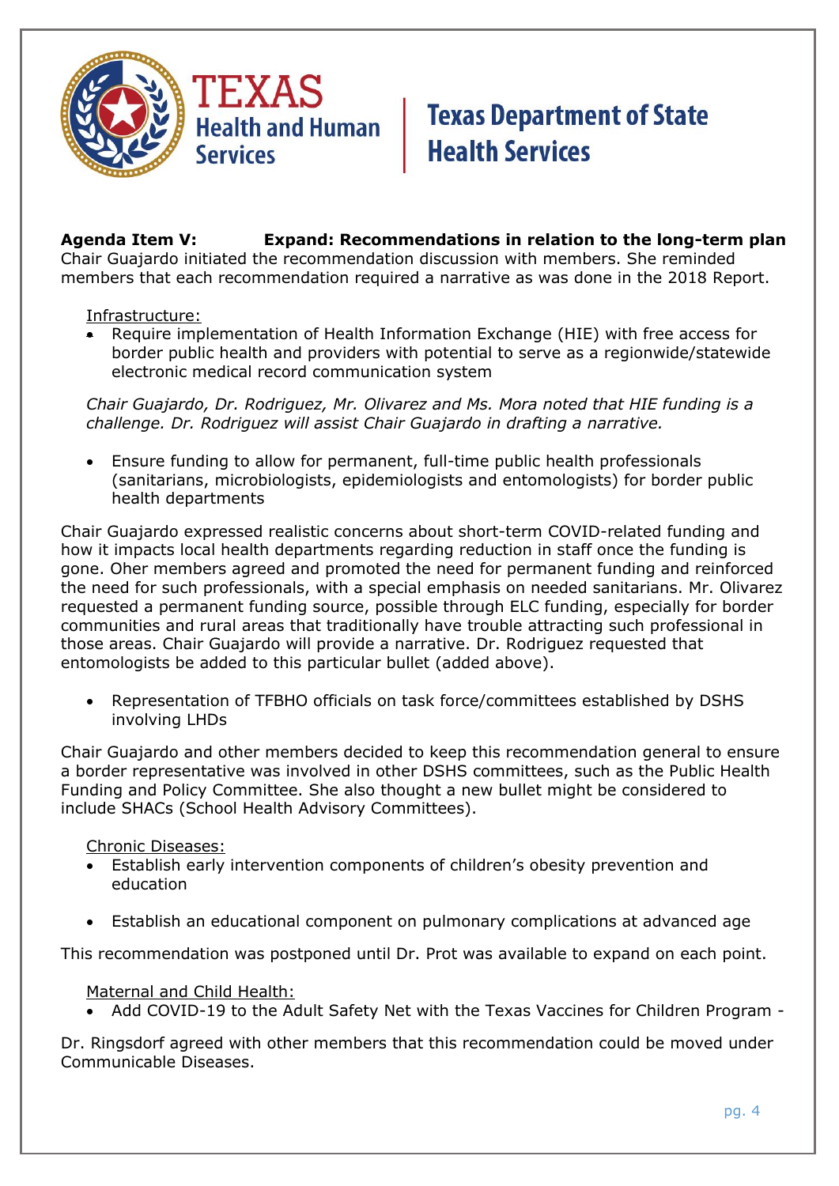**Agenda Item V: Expand: Recommendations in relation to the long-term plan**

Chair Guajardo initiated the recommendation discussion with members. She reminded members that each recommendation required a narrative as was done in the 2018 Report.

Infrastructure:

- Require implementation of Health Information Exchange (HIE) with free access for border public health and providers with potential to serve as a regionwide/statewide electronic medical record communication system

*Chair Guajardo, Dr. Rodriguez, Mr. Olivarez and Ms. Mora noted that HIE funding is a challenge. Dr. Rodriguez will assist Chair Guajardo in drafting a narrative.*

- Ensure funding to allow for permanent, full-time public health professionals (sanitarians, microbiologists, epidemiologists and entomologists) for border public health departments

Chair Guajardo expressed realistic concerns about short-term COVID-related funding and how it impacts local health departments regarding reduction in staff once the funding is gone. Oher members agreed and promoted the need for permanent funding and reinforced the need for such professionals, with a special emphasis on needed sanitarians. Mr. Olivarez requested a permanent funding source, possible through ELC funding, especially for border communities and rural areas that traditionally have trouble attracting such professional in those areas. Chair Guajardo will provide a narrative. Dr. Rodriguez requested that entomologists be added to this particular bullet (added above).

- Representation of TFBHO officials on task force/committees established by DSHS involving LHDs

Chair Guajardo and other members decided to keep this recommendation general to ensure a border representative was involved in other DSHS committees, such as the Public Health Funding and Policy Committee. She also thought a new bullet might be considered to include SHACs (School Health Advisory Committees).

Chronic Diseases:

- Establish early intervention components of children's obesity prevention and education
- Establish an educational component on pulmonary complications at advanced age

This recommendation was postponed until Dr. Prot was available to expand on each point.

Maternal and Child Health:

- Add COVID-19 to the Adult Safety Net with the Texas Vaccines for Children Program -

Dr. Ringsdorf agreed with other members that this recommendation could be moved under Communicable Diseases.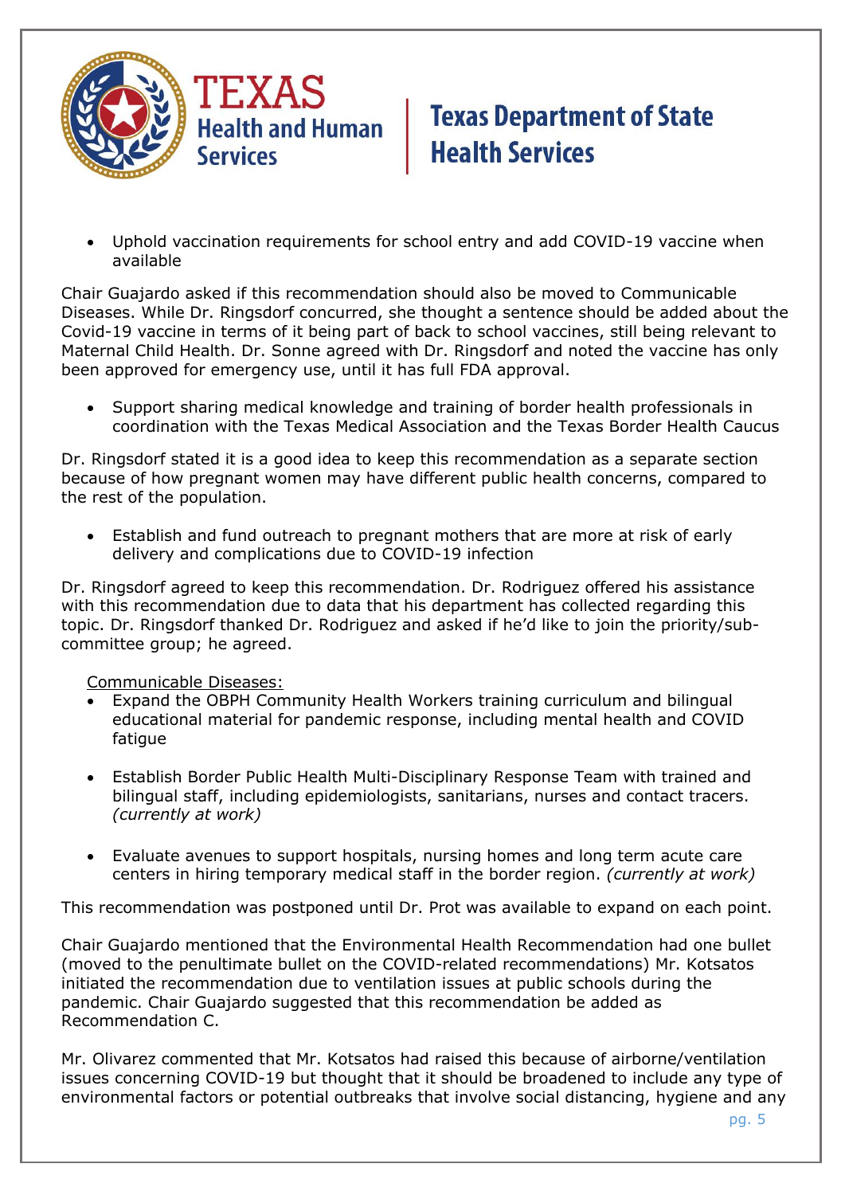- Uphold vaccination requirements for school entry and add COVID-19 vaccine when available

Chair Guajardo asked if this recommendation should also be moved to Communicable Diseases. While Dr. Ringsdorf concurred, she thought a sentence should be added about the Covid-19 vaccine in terms of it being part of back to school vaccines, still being relevant to Maternal Child Health. Dr. Sonne agreed with Dr. Ringsdorf and noted the vaccine has only been approved for emergency use, until it has full FDA approval.

- Support sharing medical knowledge and training of border health professionals in coordination with the Texas Medical Association and the Texas Border Health Caucus

Dr. Ringsdorf stated it is a good idea to keep this recommendation as a separate section because of how pregnant women may have different public health concerns, compared to the rest of the population.

- Establish and fund outreach to pregnant mothers that are more at risk of early delivery and complications due to COVID-19 infection

Dr. Ringsdorf agreed to keep this recommendation. Dr. Rodriguez offered his assistance with this recommendation due to data that his department has collected regarding this topic. Dr. Ringsdorf thanked Dr. Rodriguez and asked if he'd like to join the priority/sub-committee group; he agreed.

<u>Communicable Diseases:</u>

- Expand the OBPH Community Health Workers training curriculum and bilingual educational material for pandemic response, including mental health and COVID fatigue
- Establish Border Public Health Multi-Disciplinary Response Team with trained and bilingual staff, including epidemiologists, sanitarians, nurses and contact tracers. *(currently at work)*
- Evaluate avenues to support hospitals, nursing homes and long term acute care centers in hiring temporary medical staff in the border region. *(currently at work)*

This recommendation was postponed until Dr. Prot was available to expand on each point.

Chair Guajardo mentioned that the Environmental Health Recommendation had one bullet (moved to the penultimate bullet on the COVID-related recommendations) Mr. Kotsatos initiated the recommendation due to ventilation issues at public schools during the pandemic. Chair Guajardo suggested that this recommendation be added as Recommendation C.

Mr. Olivarez commented that Mr. Kotsatos had raised this because of airborne/ventilation issues concerning COVID-19 but thought that it should be broadened to include any type of environmental factors or potential outbreaks that involve social distancing, hygiene and any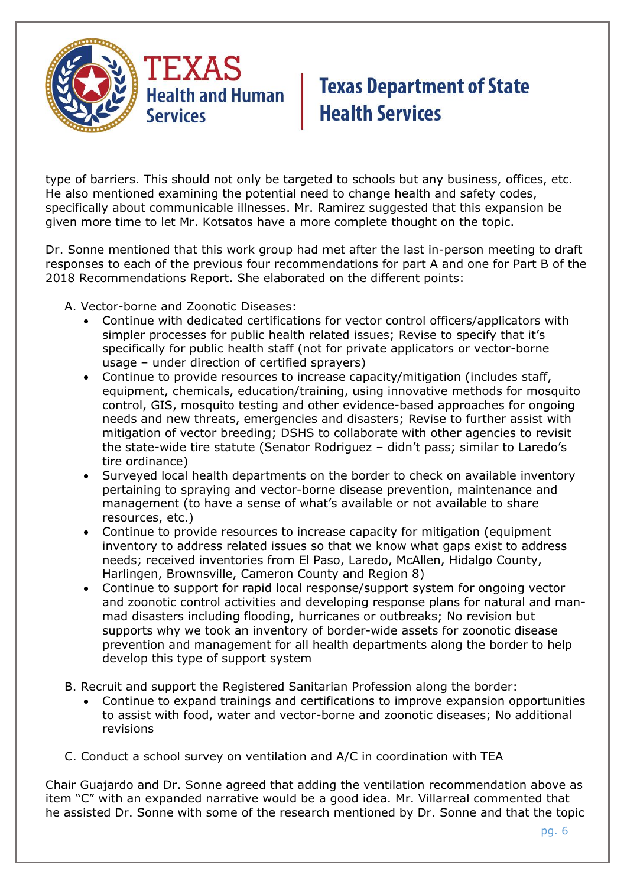type of barriers. This should not only be targeted to schools but any business, offices, etc. He also mentioned examining the potential need to change health and safety codes, specifically about communicable illnesses. Mr. Ramirez suggested that this expansion be given more time to let Mr. Kotsatos have a more complete thought on the topic.

Dr. Sonne mentioned that this work group had met after the last in-person meeting to draft responses to each of the previous four recommendations for part A and one for Part B of the 2018 Recommendations Report. She elaborated on the different points:

<u>A. Vector-borne and Zoonotic Diseases:</u>

- Continue with dedicated certifications for vector control officers/applicators with simpler processes for public health related issues; Revise to specify that it's specifically for public health staff (not for private applicators or vector-borne usage – under direction of certified sprayers)
- Continue to provide resources to increase capacity/mitigation (includes staff, equipment, chemicals, education/training, using innovative methods for mosquito control, GIS, mosquito testing and other evidence-based approaches for ongoing needs and new threats, emergencies and disasters; Revise to further assist with mitigation of vector breeding; DSHS to collaborate with other agencies to revisit the state-wide tire statute (Senator Rodriguez – didn't pass; similar to Laredo's tire ordinance)
- Surveyed local health departments on the border to check on available inventory pertaining to spraying and vector-borne disease prevention, maintenance and management (to have a sense of what's available or not available to share resources, etc.)
- Continue to provide resources to increase capacity for mitigation (equipment inventory to address related issues so that we know what gaps exist to address needs; received inventories from El Paso, Laredo, McAllen, Hidalgo County, Harlingen, Brownsville, Cameron County and Region 8)
- Continue to support for rapid local response/support system for ongoing vector and zoonotic control activities and developing response plans for natural and man-mad disasters including flooding, hurricanes or outbreaks; No revision but supports why we took an inventory of border-wide assets for zoonotic disease prevention and management for all health departments along the border to help develop this type of support system

<u>B. Recruit and support the Registered Sanitarian Profession along the border:</u>

- Continue to expand trainings and certifications to improve expansion opportunities to assist with food, water and vector-borne and zoonotic diseases; No additional revisions

<u>C. Conduct a school survey on ventilation and A/C in coordination with TEA</u>

Chair Guajardo and Dr. Sonne agreed that adding the ventilation recommendation above as item "C" with an expanded narrative would be a good idea. Mr. Villarreal commented that he assisted Dr. Sonne with some of the research mentioned by Dr. Sonne and that the topic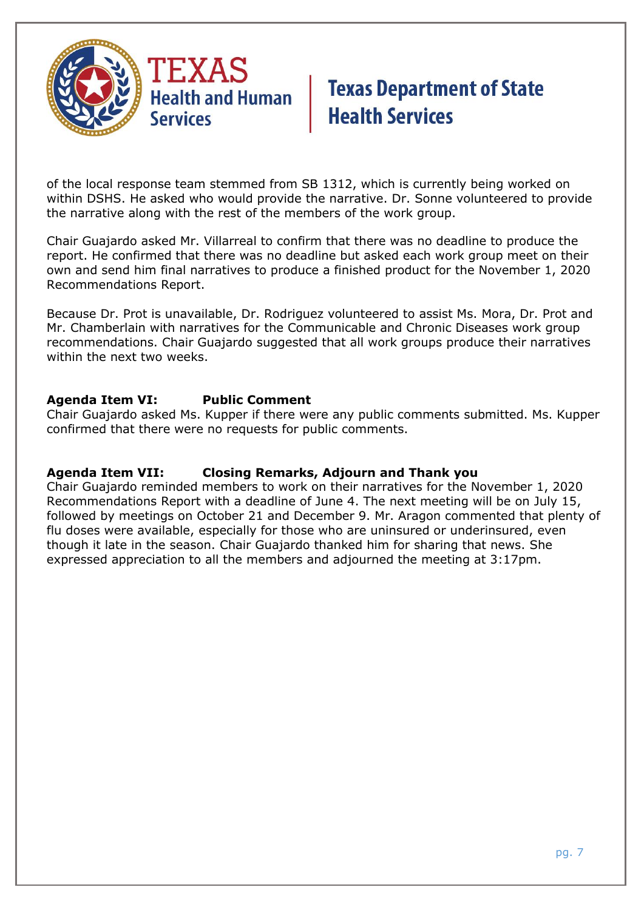of the local response team stemmed from SB 1312, which is currently being worked on within DSHS. He asked who would provide the narrative. Dr. Sonne volunteered to provide the narrative along with the rest of the members of the work group.

Chair Guajardo asked Mr. Villarreal to confirm that there was no deadline to produce the report. He confirmed that there was no deadline but asked each work group meet on their own and send him final narratives to produce a finished product for the November 1, 2020 Recommendations Report.

Because Dr. Prot is unavailable, Dr. Rodriguez volunteered to assist Ms. Mora, Dr. Prot and Mr. Chamberlain with narratives for the Communicable and Chronic Diseases work group recommendations. Chair Guajardo suggested that all work groups produce their narratives within the next two weeks.

**Agenda Item VI: Public Comment**

Chair Guajardo asked Ms. Kupper if there were any public comments submitted. Ms. Kupper confirmed that there were no requests for public comments.

**Agenda Item VII: Closing Remarks, Adjourn and Thank you**

Chair Guajardo reminded members to work on their narratives for the November 1, 2020 Recommendations Report with a deadline of June 4. The next meeting will be on July 15, followed by meetings on October 21 and December 9. Mr. Aragon commented that plenty of flu doses were available, especially for those who are uninsured or underinsured, even though it late in the season. Chair Guajardo thanked him for sharing that news. She expressed appreciation to all the members and adjourned the meeting at 3:17pm.